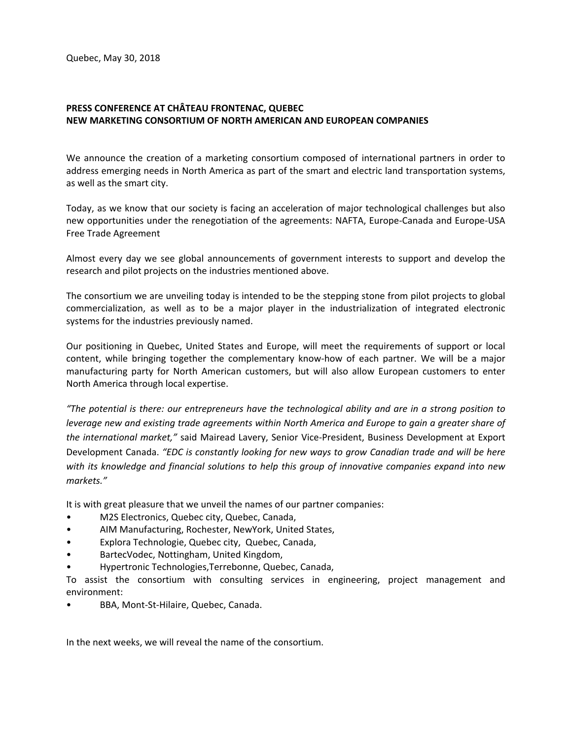Quebec, May 30, 2018

**PRESS CONFERENCE AT CHÂTEAU FRONTENAC, QUEBEC**
**NEW MARKETING CONSORTIUM OF NORTH AMERICAN AND EUROPEAN COMPANIES**

We announce the creation of a marketing consortium composed of international partners in order to address emerging needs in North America as part of the smart and electric land transportation systems, as well as the smart city.

Today, as we know that our society is facing an acceleration of major technological challenges but also new opportunities under the renegotiation of the agreements: NAFTA, Europe-Canada and Europe-USA Free Trade Agreement

Almost every day we see global announcements of government interests to support and develop the research and pilot projects on the industries mentioned above.

The consortium we are unveiling today is intended to be the stepping stone from pilot projects to global commercialization, as well as to be a major player in the industrialization of integrated electronic systems for the industries previously named.

Our positioning in Quebec, United States and Europe, will meet the requirements of support or local content, while bringing together the complementary know-how of each partner. We will be a major manufacturing party for North American customers, but will also allow European customers to enter North America through local expertise.

*"The potential is there: our entrepreneurs have the technological ability and are in a strong position to leverage new and existing trade agreements within North America and Europe to gain a greater share of the international market,"* said Mairead Lavery, Senior Vice-President, Business Development at Export Development Canada. *"EDC is constantly looking for new ways to grow Canadian trade and will be here with its knowledge and financial solutions to help this group of innovative companies expand into new markets."*

It is with great pleasure that we unveil the names of our partner companies:

- M2S Electronics, Quebec city, Quebec, Canada,
- AIM Manufacturing, Rochester, NewYork, United States,
- Explora Technologie, Quebec city, Quebec, Canada,
- BartecVodec, Nottingham, United Kingdom,
- Hypertronic Technologies,Terrebonne, Quebec, Canada,

To assist the consortium with consulting services in engineering, project management and environment:

- BBA, Mont-St-Hilaire, Quebec, Canada.

In the next weeks, we will reveal the name of the consortium.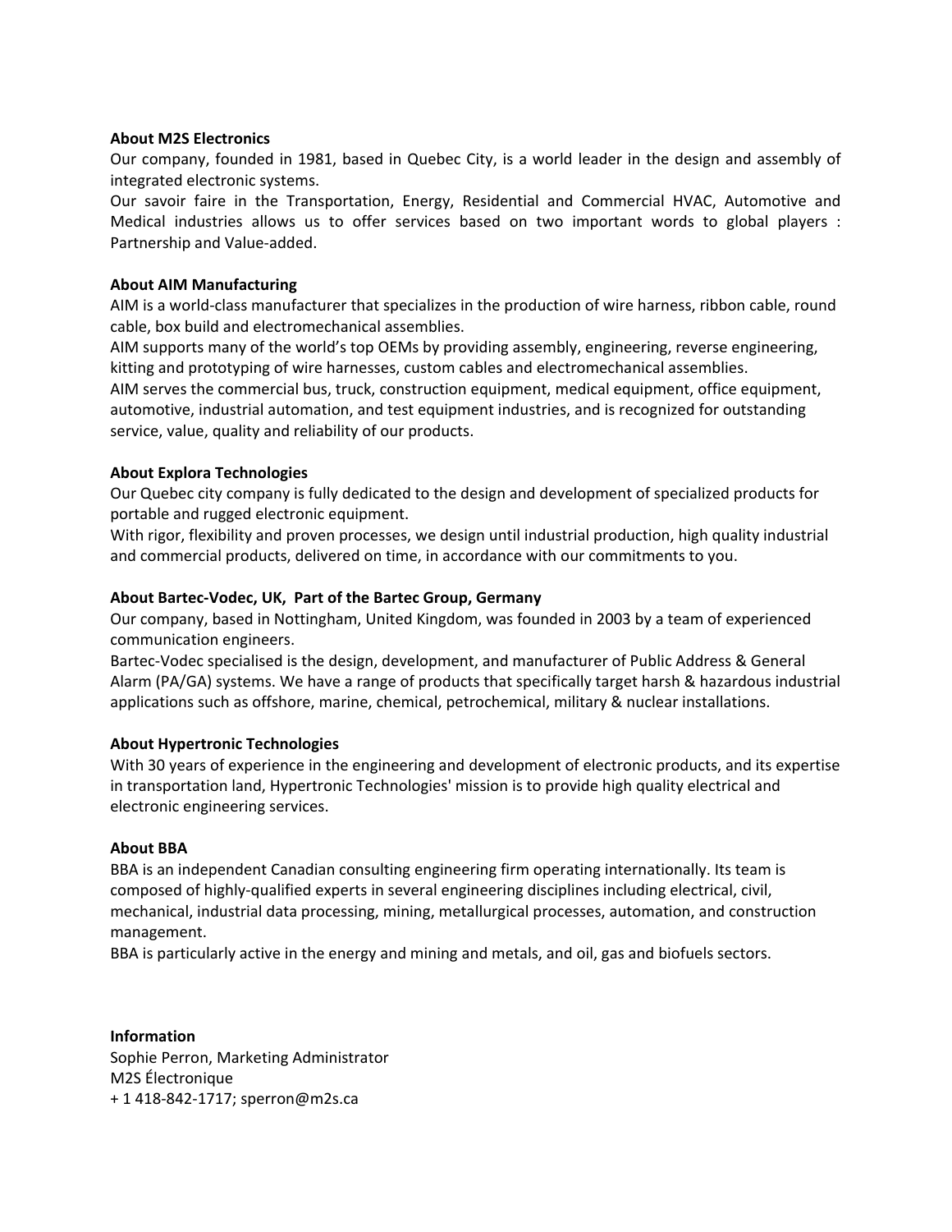**About M2S Electronics**

Our company, founded in 1981, based in Quebec City, is a world leader in the design and assembly of integrated electronic systems.

Our savoir faire in the Transportation, Energy, Residential and Commercial HVAC, Automotive and Medical industries allows us to offer services based on two important words to global players : Partnership and Value-added.

**About AIM Manufacturing**

AIM is a world-class manufacturer that specializes in the production of wire harness, ribbon cable, round cable, box build and electromechanical assemblies.

AIM supports many of the world's top OEMs by providing assembly, engineering, reverse engineering, kitting and prototyping of wire harnesses, custom cables and electromechanical assemblies.

AIM serves the commercial bus, truck, construction equipment, medical equipment, office equipment, automotive, industrial automation, and test equipment industries, and is recognized for outstanding service, value, quality and reliability of our products.

**About Explora Technologies**

Our Quebec city company is fully dedicated to the design and development of specialized products for portable and rugged electronic equipment.

With rigor, flexibility and proven processes, we design until industrial production, high quality industrial and commercial products, delivered on time, in accordance with our commitments to you.

**About Bartec-Vodec, UK, Part of the Bartec Group, Germany**

Our company, based in Nottingham, United Kingdom, was founded in 2003 by a team of experienced communication engineers.

Bartec-Vodec specialised is the design, development, and manufacturer of Public Address & General Alarm (PA/GA) systems. We have a range of products that specifically target harsh & hazardous industrial applications such as offshore, marine, chemical, petrochemical, military & nuclear installations.

**About Hypertronic Technologies**

With 30 years of experience in the engineering and development of electronic products, and its expertise in transportation land, Hypertronic Technologies' mission is to provide high quality electrical and electronic engineering services.

**About BBA**

BBA is an independent Canadian consulting engineering firm operating internationally. Its team is composed of highly-qualified experts in several engineering disciplines including electrical, civil, mechanical, industrial data processing, mining, metallurgical processes, automation, and construction management.

BBA is particularly active in the energy and mining and metals, and oil, gas and biofuels sectors.

**Information**

Sophie Perron, Marketing Administrator
M2S Électronique
+ 1 418-842-1717; sperron@m2s.ca